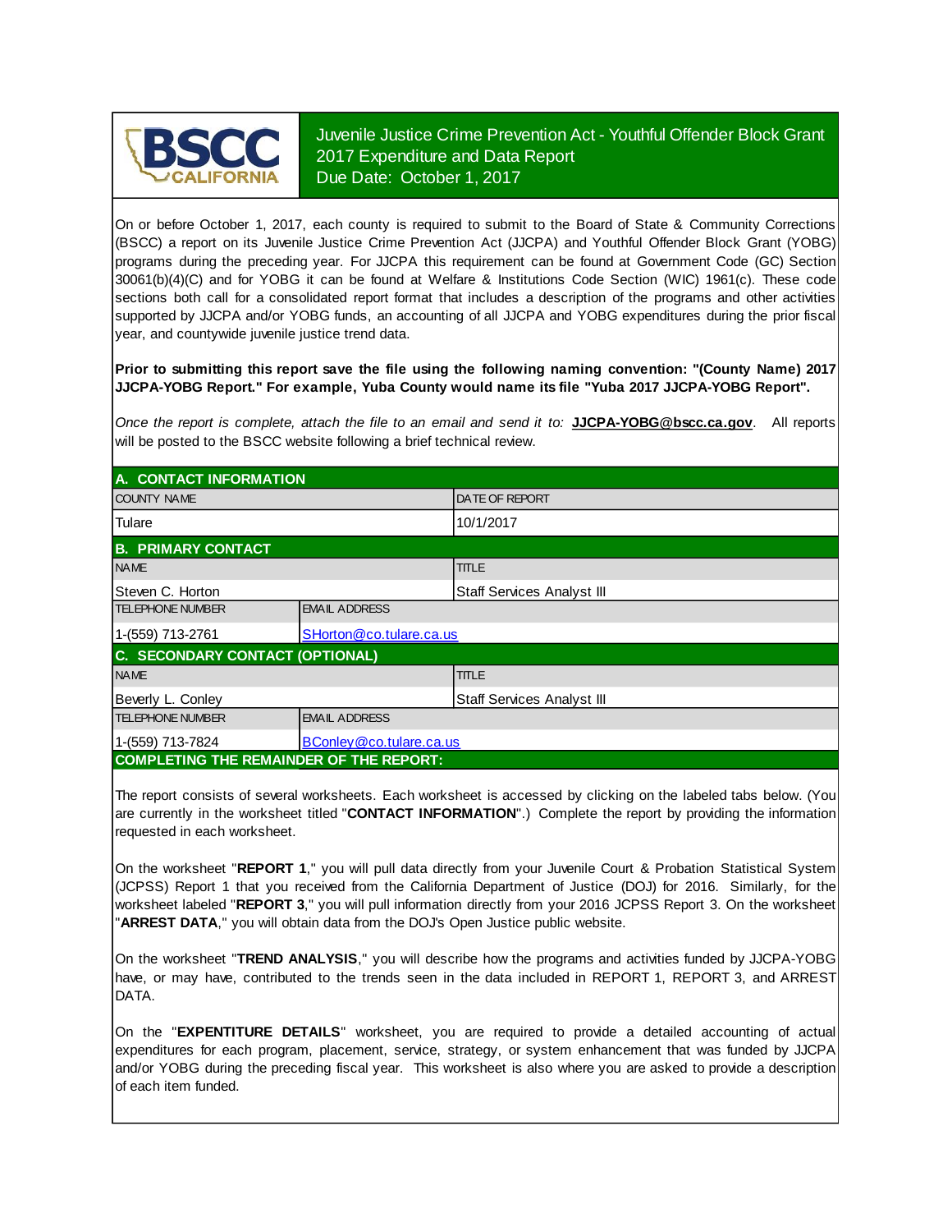BSCC CALIFORNIA

# Juvenile Justice Crime Prevention Act - Youthful Offender Block Grant 2017 Expenditure and Data Report
Due Date: October 1, 2017

On or before October 1, 2017, each county is required to submit to the Board of State & Community Corrections (BSCC) a report on its Juvenile Justice Crime Prevention Act (JJCPA) and Youthful Offender Block Grant (YOBG) programs during the preceding year. For JJCPA this requirement can be found at Government Code (GC) Section 30061(b)(4)(C) and for YOBG it can be found at Welfare & Institutions Code Section (WIC) 1961(c). These code sections both call for a consolidated report format that includes a description of the programs and other activities supported by JJCPA and/or YOBG funds, an accounting of all JJCPA and YOBG expenditures during the prior fiscal year, and countywide juvenile justice trend data.

**Prior to submitting this report save the file using the following naming convention: "(County Name) 2017 JJCPA-YOBG Report." For example, Yuba County would name its file "Yuba 2017 JJCPA-YOBG Report".**

*Once the report is complete, attach the file to an email and send it to:* **JJCPA-YOBG@bscc.ca.gov**. All reports will be posted to the BSCC website following a brief technical review.

## A. CONTACT INFORMATION

| COUNTY NAME | DATE OF REPORT |
|---|---|
| Tulare | 10/1/2017 |

## B. PRIMARY CONTACT

| NAME | TITLE |
|---|---|
| Steven C. Horton | Staff Services Analyst III |
| **TELEPHONE NUMBER** | **EMAIL ADDRESS** |
| 1-(559) 713-2761 | SHorton@co.tulare.ca.us |

## C. SECONDARY CONTACT (OPTIONAL)

| NAME | TITLE |
|---|---|
| Beverly L. Conley | Staff Services Analyst III |
| **TELEPHONE NUMBER** | **EMAIL ADDRESS** |
| 1-(559) 713-7824 | BConley@co.tulare.ca.us |

## COMPLETING THE REMAINDER OF THE REPORT:

The report consists of several worksheets. Each worksheet is accessed by clicking on the labeled tabs below. (You are currently in the worksheet titled "**CONTACT INFORMATION**".) Complete the report by providing the information requested in each worksheet.

On the worksheet "**REPORT 1**," you will pull data directly from your Juvenile Court & Probation Statistical System (JCPSS) Report 1 that you received from the California Department of Justice (DOJ) for 2016. Similarly, for the worksheet labeled "**REPORT 3**," you will pull information directly from your 2016 JCPSS Report 3. On the worksheet "**ARREST DATA**," you will obtain data from the DOJ's Open Justice public website.

On the worksheet "**TREND ANALYSIS**," you will describe how the programs and activities funded by JJCPA-YOBG have, or may have, contributed to the trends seen in the data included in REPORT 1, REPORT 3, and ARREST DATA.

On the "**EXPENTITURE DETAILS**" worksheet, you are required to provide a detailed accounting of actual expenditures for each program, placement, service, strategy, or system enhancement that was funded by JJCPA and/or YOBG during the preceding fiscal year. This worksheet is also where you are asked to provide a description of each item funded.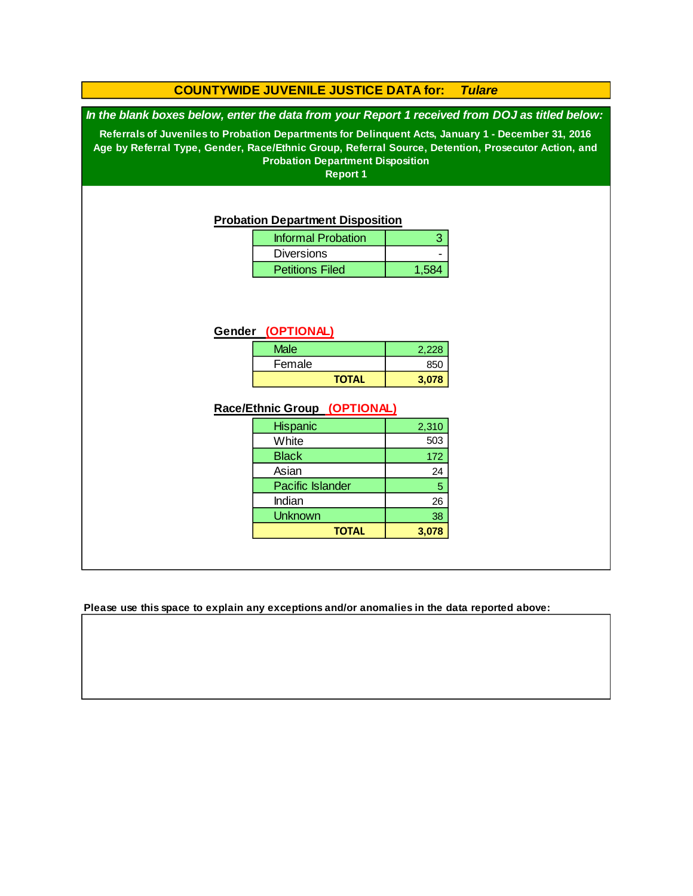# COUNTYWIDE JUVENILE JUSTICE DATA for: *Tulare*

***In the blank boxes below, enter the data from your Report 1 received from DOJ as titled below:***

**Referrals of Juveniles to Probation Departments for Delinquent Acts, January 1 - December 31, 2016**
**Age by Referral Type, Gender, Race/Ethnic Group, Referral Source, Detention, Prosecutor Action, and Probation Department Disposition**
**Report 1**

## Probation Department Disposition

| Disposition | Count |
|---|---|
| Informal Probation | 3 |
| Diversions | - |
| Petitions Filed | 1,584 |

## Gender (OPTIONAL)

| Gender | Count |
|---|---|
| Male | 2,228 |
| Female | 850 |
| **TOTAL** | **3,078** |

## Race/Ethnic Group (OPTIONAL)

| Race/Ethnic Group | Count |
|---|---|
| Hispanic | 2,310 |
| White | 503 |
| Black | 172 |
| Asian | 24 |
| Pacific Islander | 5 |
| Indian | 26 |
| Unknown | 38 |
| **TOTAL** | **3,078** |

**Please use this space to explain any exceptions and/or anomalies in the data reported above:**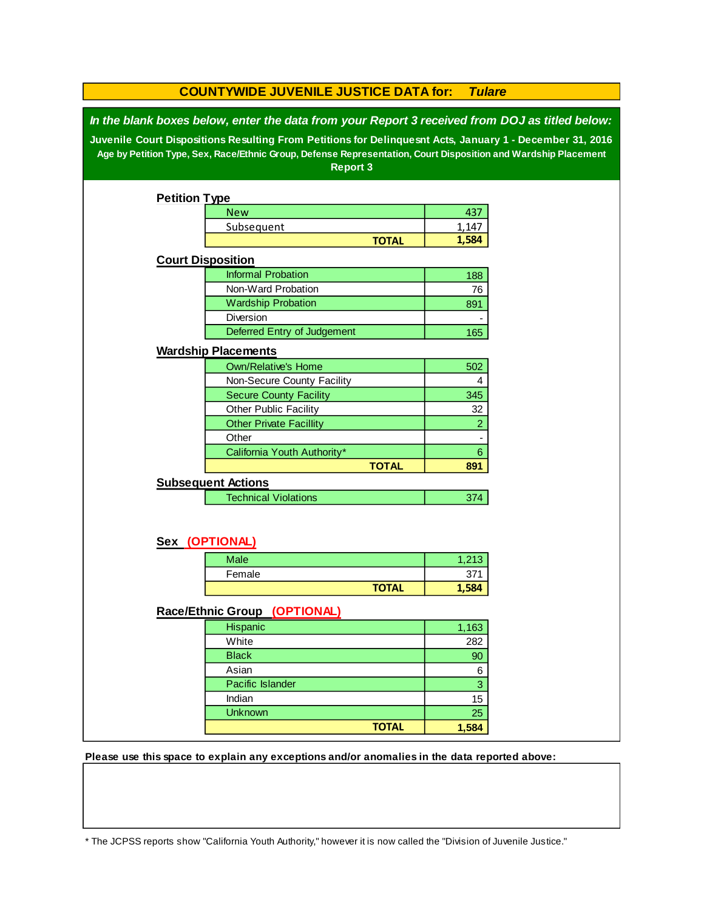## COUNTYWIDE JUVENILE JUSTICE DATA for: *Tulare*

***In the blank boxes below, enter the data from your Report 3 received from DOJ as titled below:***

**Juvenile Court Dispositions Resulting From Petitions for Delinquesnt Acts, January 1 - December 31, 2016**

**Age by Petition Type, Sex, Race/Ethnic Group, Defense Representation, Court Disposition and Wardship Placement**

**Report 3**

### Petition Type

| | |
|---|---|
| New | 437 |
| Subsequent | 1,147 |
| **TOTAL** | **1,584** |

### Court Disposition

| | |
|---|---|
| Informal Probation | 188 |
| Non-Ward Probation | 76 |
| Wardship Probation | 891 |
| Diversion | - |
| Deferred Entry of Judgement | 165 |

### Wardship Placements

| | |
|---|---|
| Own/Relative's Home | 502 |
| Non-Secure County Facility | 4 |
| Secure County Facility | 345 |
| Other Public Facility | 32 |
| Other Private Facillity | 2 |
| Other | - |
| California Youth Authority* | 6 |
| **TOTAL** | **891** |

### Subsequent Actions

| | |
|---|---|
| Technical Violations | 374 |

### Sex (OPTIONAL)

| | |
|---|---|
| Male | 1,213 |
| Female | 371 |
| **TOTAL** | **1,584** |

### Race/Ethnic Group (OPTIONAL)

| | |
|---|---|
| Hispanic | 1,163 |
| White | 282 |
| Black | 90 |
| Asian | 6 |
| Pacific Islander | 3 |
| Indian | 15 |
| Unknown | 25 |
| **TOTAL** | **1,584** |

**Please use this space to explain any exceptions and/or anomalies in the data reported above:**

* The JCPSS reports show "California Youth Authority," however it is now called the "Division of Juvenile Justice."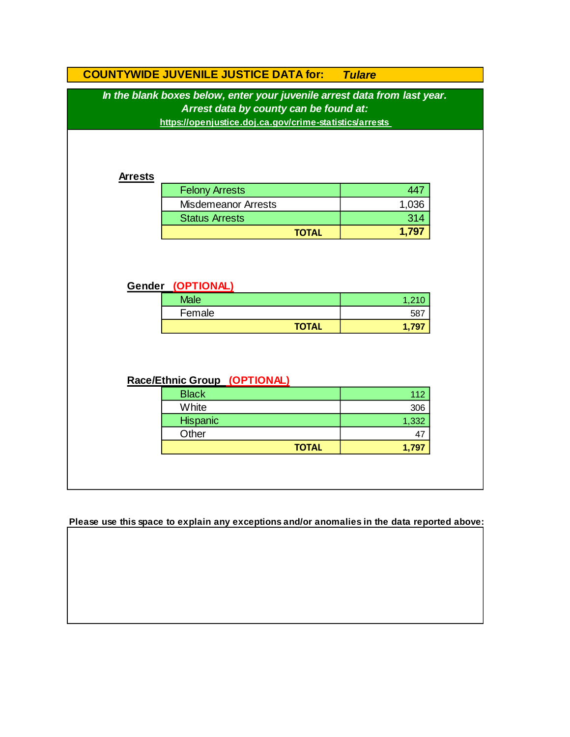## COUNTYWIDE JUVENILE JUSTICE DATA for: *Tulare*

***In the blank boxes below, enter your juvenile arrest data from last year.***
***Arrest data by county can be found at:***
**https://openjustice.doj.ca.gov/crime-statistics/arrests**

### Arrests

| | |
|---|---|
| Felony Arrests | 447 |
| Misdemeanor Arrests | 1,036 |
| Status Arrests | 314 |
| **TOTAL** | **1,797** |

### Gender (OPTIONAL)

| | |
|---|---|
| Male | 1,210 |
| Female | 587 |
| **TOTAL** | **1,797** |

### Race/Ethnic Group (OPTIONAL)

| | |
|---|---|
| Black | 112 |
| White | 306 |
| Hispanic | 1,332 |
| Other | 47 |
| **TOTAL** | **1,797** |

**Please use this space to explain any exceptions and/or anomalies in the data reported above:**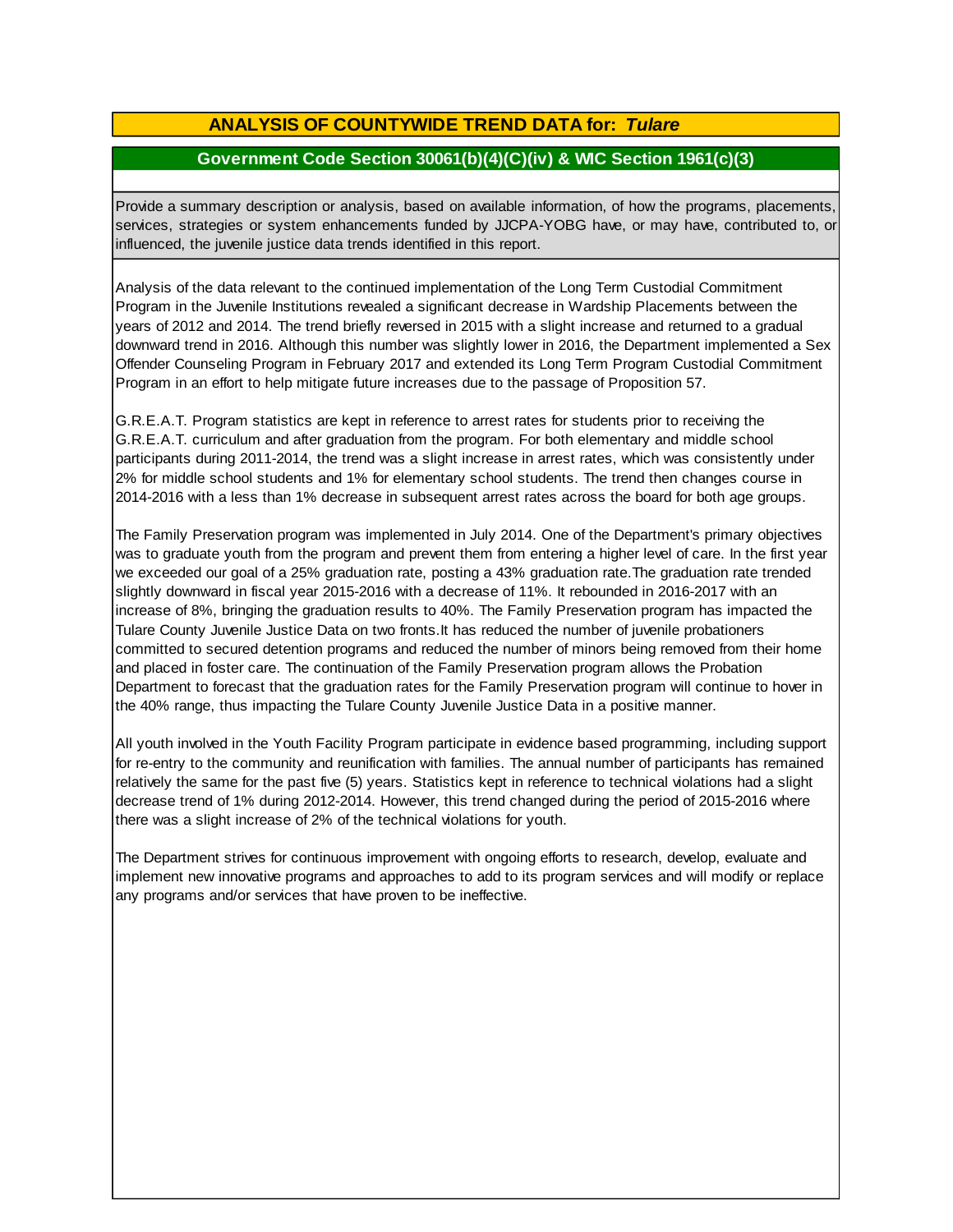## ANALYSIS OF COUNTYWIDE TREND DATA for: *Tulare*

### Government Code Section 30061(b)(4)(C)(iv) & WIC Section 1961(c)(3)

Provide a summary description or analysis, based on available information, of how the programs, placements, services, strategies or system enhancements funded by JJCPA-YOBG have, or may have, contributed to, or influenced, the juvenile justice data trends identified in this report.

Analysis of the data relevant to the continued implementation of the Long Term Custodial Commitment Program in the Juvenile Institutions revealed a significant decrease in Wardship Placements between the years of 2012 and 2014. The trend briefly reversed in 2015 with a slight increase and returned to a gradual downward trend in 2016. Although this number was slightly lower in 2016, the Department implemented a Sex Offender Counseling Program in February 2017 and extended its Long Term Program Custodial Commitment Program in an effort to help mitigate future increases due to the passage of Proposition 57.

G.R.E.A.T. Program statistics are kept in reference to arrest rates for students prior to receiving the G.R.E.A.T. curriculum and after graduation from the program. For both elementary and middle school participants during 2011-2014, the trend was a slight increase in arrest rates, which was consistently under 2% for middle school students and 1% for elementary school students. The trend then changes course in 2014-2016 with a less than 1% decrease in subsequent arrest rates across the board for both age groups.

The Family Preservation program was implemented in July 2014. One of the Department's primary objectives was to graduate youth from the program and prevent them from entering a higher level of care. In the first year we exceeded our goal of a 25% graduation rate, posting a 43% graduation rate.The graduation rate trended slightly downward in fiscal year 2015-2016 with a decrease of 11%. It rebounded in 2016-2017 with an increase of 8%, bringing the graduation results to 40%. The Family Preservation program has impacted the Tulare County Juvenile Justice Data on two fronts.It has reduced the number of juvenile probationers committed to secured detention programs and reduced the number of minors being removed from their home and placed in foster care. The continuation of the Family Preservation program allows the Probation Department to forecast that the graduation rates for the Family Preservation program will continue to hover in the 40% range, thus impacting the Tulare County Juvenile Justice Data in a positive manner.

All youth involved in the Youth Facility Program participate in evidence based programming, including support for re-entry to the community and reunification with families. The annual number of participants has remained relatively the same for the past five (5) years. Statistics kept in reference to technical violations had a slight decrease trend of 1% during 2012-2014. However, this trend changed during the period of 2015-2016 where there was a slight increase of 2% of the technical violations for youth.

The Department strives for continuous improvement with ongoing efforts to research, develop, evaluate and implement new innovative programs and approaches to add to its program services and will modify or replace any programs and/or services that have proven to be ineffective.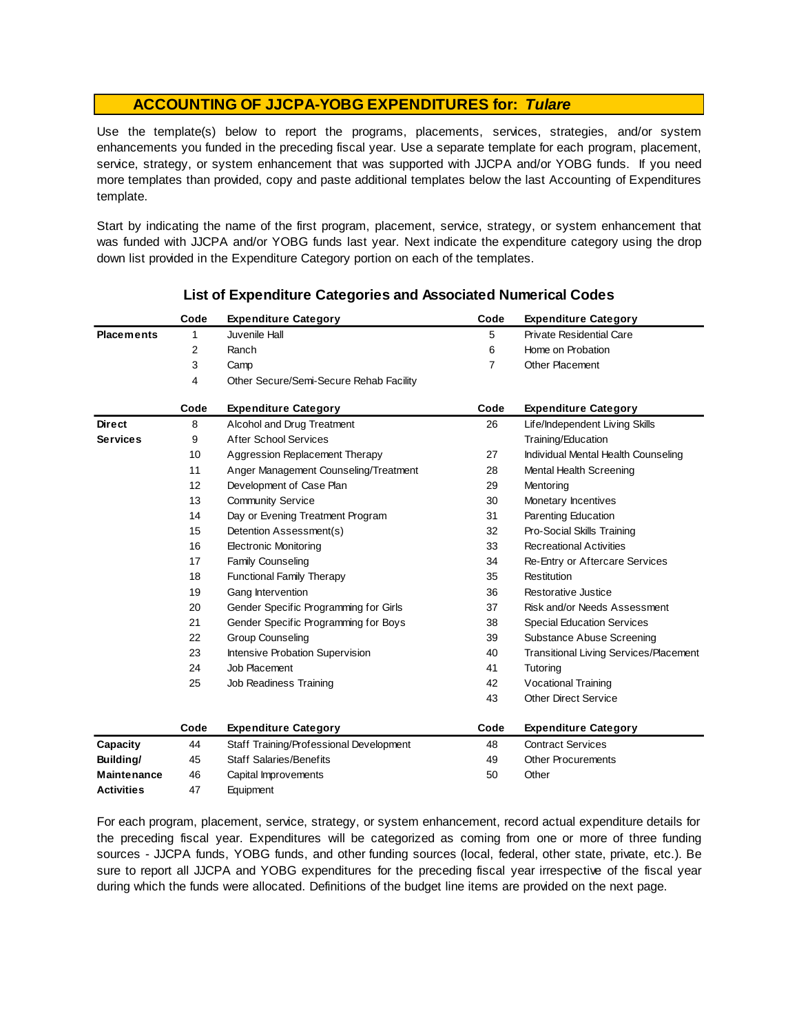## ACCOUNTING OF JJCPA-YOBG EXPENDITURES for: *Tulare*

Use the template(s) below to report the programs, placements, services, strategies, and/or system enhancements you funded in the preceding fiscal year. Use a separate template for each program, placement, service, strategy, or system enhancement that was supported with JJCPA and/or YOBG funds. If you need more templates than provided, copy and paste additional templates below the last Accounting of Expenditures template.

Start by indicating the name of the first program, placement, service, strategy, or system enhancement that was funded with JJCPA and/or YOBG funds last year. Next indicate the expenditure category using the drop down list provided in the Expenditure Category portion on each of the templates.

### List of Expenditure Categories and Associated Numerical Codes

| | Code | Expenditure Category | Code | Expenditure Category |
|---|---|---|---|---|
| **Placements** | 1 | Juvenile Hall | 5 | Private Residential Care |
| | 2 | Ranch | 6 | Home on Probation |
| | 3 | Camp | 7 | Other Placement |
| | 4 | Other Secure/Semi-Secure Rehab Facility | | |

| | Code | Expenditure Category | Code | Expenditure Category |
|---|---|---|---|---|
| **Direct Services** | 8 | Alcohol and Drug Treatment | 26 | Life/Independent Living Skills Training/Education |
| | 9 | After School Services | | |
| | 10 | Aggression Replacement Therapy | 27 | Individual Mental Health Counseling |
| | 11 | Anger Management Counseling/Treatment | 28 | Mental Health Screening |
| | 12 | Development of Case Plan | 29 | Mentoring |
| | 13 | Community Service | 30 | Monetary Incentives |
| | 14 | Day or Evening Treatment Program | 31 | Parenting Education |
| | 15 | Detention Assessment(s) | 32 | Pro-Social Skills Training |
| | 16 | Electronic Monitoring | 33 | Recreational Activities |
| | 17 | Family Counseling | 34 | Re-Entry or Aftercare Services |
| | 18 | Functional Family Therapy | 35 | Restitution |
| | 19 | Gang Intervention | 36 | Restorative Justice |
| | 20 | Gender Specific Programming for Girls | 37 | Risk and/or Needs Assessment |
| | 21 | Gender Specific Programming for Boys | 38 | Special Education Services |
| | 22 | Group Counseling | 39 | Substance Abuse Screening |
| | 23 | Intensive Probation Supervision | 40 | Transitional Living Services/Placement |
| | 24 | Job Placement | 41 | Tutoring |
| | 25 | Job Readiness Training | 42 | Vocational Training |
| | | | 43 | Other Direct Service |

| | Code | Expenditure Category | Code | Expenditure Category |
|---|---|---|---|---|
| **Capacity Building/ Maintenance Activities** | 44 | Staff Training/Professional Development | 48 | Contract Services |
| | 45 | Staff Salaries/Benefits | 49 | Other Procurements |
| | 46 | Capital Improvements | 50 | Other |
| | 47 | Equipment | | |

For each program, placement, service, strategy, or system enhancement, record actual expenditure details for the preceding fiscal year. Expenditures will be categorized as coming from one or more of three funding sources - JJCPA funds, YOBG funds, and other funding sources (local, federal, other state, private, etc.). Be sure to report all JJCPA and YOBG expenditures for the preceding fiscal year irrespective of the fiscal year during which the funds were allocated. Definitions of the budget line items are provided on the next page.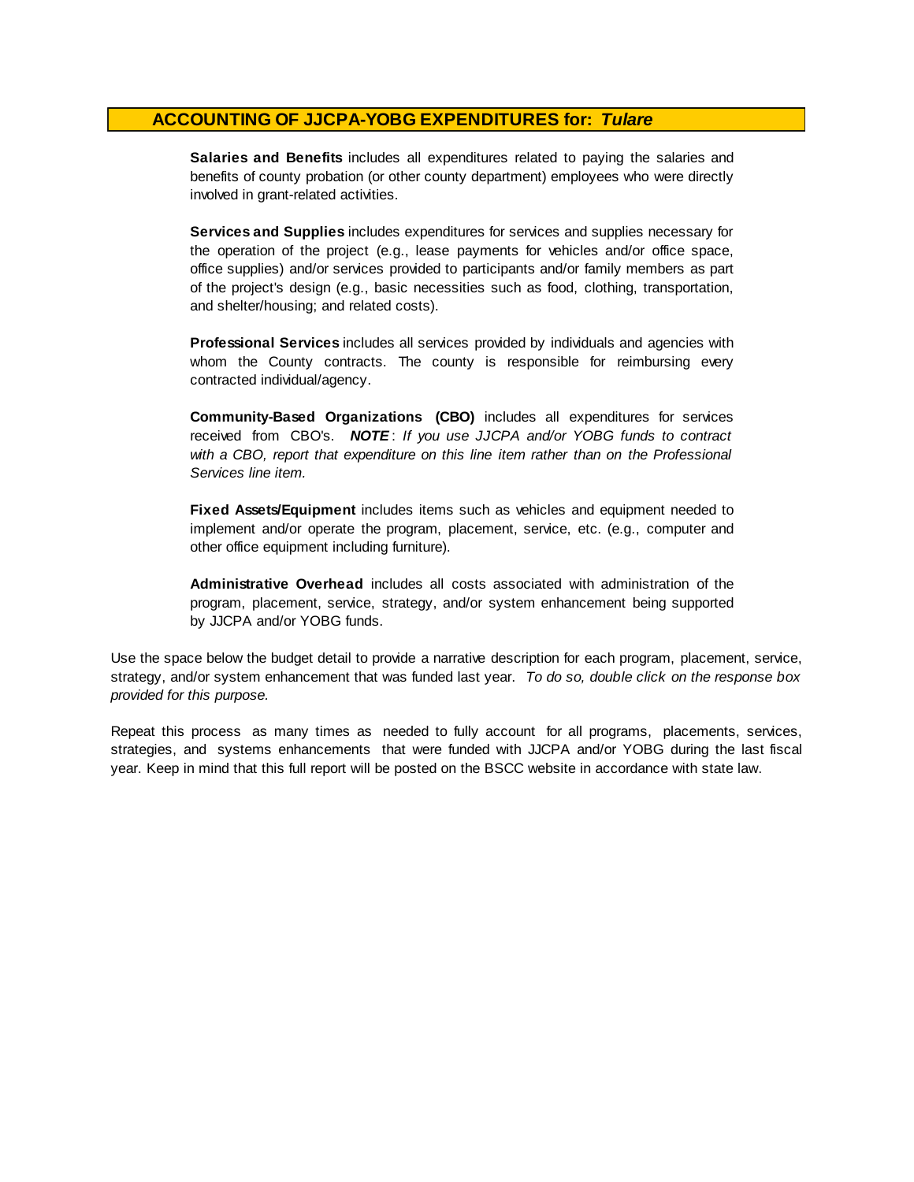## ACCOUNTING OF JJCPA-YOBG EXPENDITURES for: *Tulare*

**Salaries and Benefits** includes all expenditures related to paying the salaries and benefits of county probation (or other county department) employees who were directly involved in grant-related activities.

**Services and Supplies** includes expenditures for services and supplies necessary for the operation of the project (e.g., lease payments for vehicles and/or office space, office supplies) and/or services provided to participants and/or family members as part of the project's design (e.g., basic necessities such as food, clothing, transportation, and shelter/housing; and related costs).

**Professional Services** includes all services provided by individuals and agencies with whom the County contracts. The county is responsible for reimbursing every contracted individual/agency.

**Community-Based Organizations (CBO)** includes all expenditures for services received from CBO's. ***NOTE***: *If you use JJCPA and/or YOBG funds to contract with a CBO, report that expenditure on this line item rather than on the Professional Services line item.*

**Fixed Assets/Equipment** includes items such as vehicles and equipment needed to implement and/or operate the program, placement, service, etc. (e.g., computer and other office equipment including furniture).

**Administrative Overhead** includes all costs associated with administration of the program, placement, service, strategy, and/or system enhancement being supported by JJCPA and/or YOBG funds.

Use the space below the budget detail to provide a narrative description for each program, placement, service, strategy, and/or system enhancement that was funded last year. *To do so, double click on the response box provided for this purpose.*

Repeat this process as many times as needed to fully account for all programs, placements, services, strategies, and systems enhancements that were funded with JJCPA and/or YOBG during the last fiscal year. Keep in mind that this full report will be posted on the BSCC website in accordance with state law.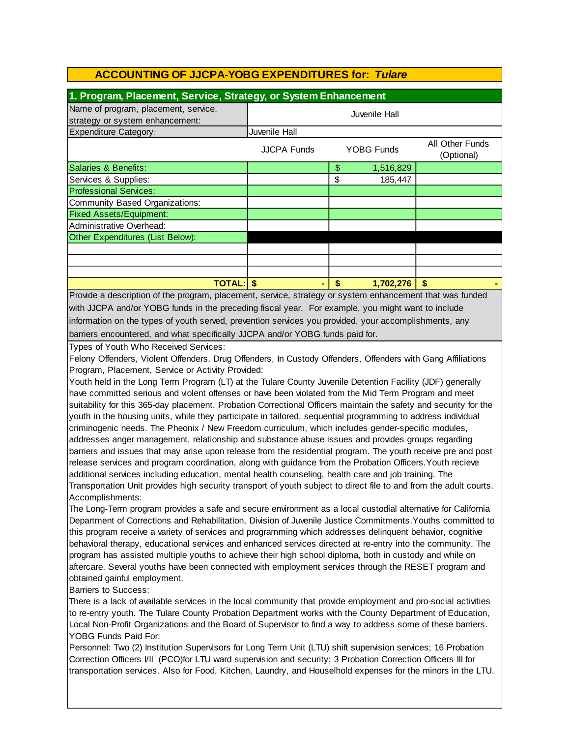# ACCOUNTING OF JJCPA-YOBG EXPENDITURES for: *Tulare*

## 1. Program, Placement, Service, Strategy, or System Enhancement

| Name of program, placement, service, strategy or system enhancement: | Juvenile Hall | | |
|---|---|---|---|
| Expenditure Category: | Juvenile Hall | | |
| | JJCPA Funds | YOBG Funds | All Other Funds (Optional) |
| Salaries & Benefits: | | $ 1,516,829 | |
| Services & Supplies: | | $ 185,447 | |
| Professional Services: | | | |
| Community Based Organizations: | | | |
| Fixed Assets/Equipment: | | | |
| Administrative Overhead: | | | |
| Other Expenditures (List Below): | | | |
| | | | |
| | | | |
| | | | |
| **TOTAL:** | **$ -** | **$ 1,702,276** | **$ -** |

Provide a description of the program, placement, service, strategy or system enhancement that was funded with JJCPA and/or YOBG funds in the preceding fiscal year. For example, you might want to include information on the types of youth served, prevention services you provided, your accomplishments, any barriers encountered, and what specifically JJCPA and/or YOBG funds paid for.

Types of Youth Who Received Services:
Felony Offenders, Violent Offenders, Drug Offenders, In Custody Offenders, Offenders with Gang Affiliations
Program, Placement, Service or Activity Provided:
Youth held in the Long Term Program (LT) at the Tulare County Juvenile Detention Facility (JDF) generally have committed serious and violent offenses or have been violated from the Mid Term Program and meet suitability for this 365-day placement. Probation Correctional Officers maintain the safety and security for the youth in the housing units, while they participate in tailored, sequential programming to address individual criminogenic needs. The Pheonix / New Freedom curriculum, which includes gender-specific modules, addresses anger management, relationship and substance abuse issues and provides groups regarding barriers and issues that may arise upon release from the residential program. The youth receive pre and post release services and program coordination, along with guidance from the Probation Officers.Youth recieve additional services including education, mental health counseling, health care and job training. The Transportation Unit provides high security transport of youth subject to direct file to and from the adult courts.
Accomplishments:
The Long-Term program provides a safe and secure environment as a local custodial alternative for California Department of Corrections and Rehabilitation, Division of Juvenile Justice Commitments.Youths committed to this program receive a variety of services and programming which addresses delinquent behavior, cognitive behavioral therapy, educational services and enhanced services directed at re-entry into the community. The program has assisted multiple youths to achieve their high school diploma, both in custody and while on aftercare. Several youths have been connected with employment services through the RESET program and obtained gainful employment.
Barriers to Success:
There is a lack of available services in the local community that provide employment and pro-social activities to re-entry youth. The Tulare County Probation Department works with the County Department of Education, Local Non-Profit Organizations and the Board of Supervisor to find a way to address some of these barriers.
YOBG Funds Paid For:
Personnel: Two (2) Institution Supervisors for Long Term Unit (LTU) shift supervision services; 16 Probation Correction Officers I/II (PCO)for LTU ward supervision and security; 3 Probation Correction Officers III for transportation services. Also for Food, Kitchen, Laundry, and Houselhold expenses for the minors in the LTU.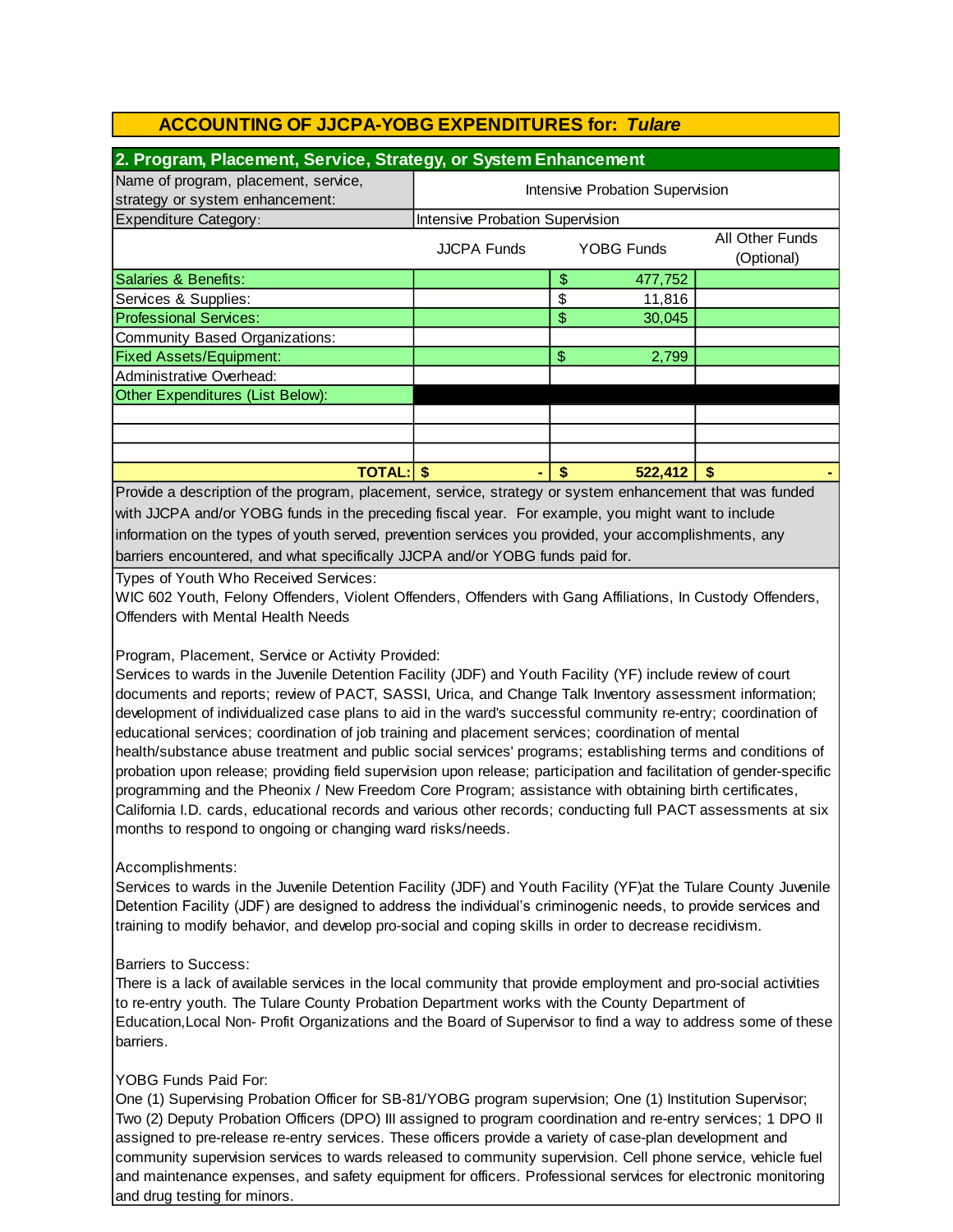## ACCOUNTING OF JJCPA-YOBG EXPENDITURES for: *Tulare*

### 2. Program, Placement, Service, Strategy, or System Enhancement

| Name of program, placement, service, strategy or system enhancement: | Intensive Probation Supervision | | |
|---|---|---|---|
| Expenditure Category: | Intensive Probation Supervision | | |
| | JJCPA Funds | YOBG Funds | All Other Funds (Optional) |
| Salaries & Benefits: | | $ 477,752 | |
| Services & Supplies: | | $ 11,816 | |
| Professional Services: | | $ 30,045 | |
| Community Based Organizations: | | | |
| Fixed Assets/Equipment: | | $ 2,799 | |
| Administrative Overhead: | | | |
| Other Expenditures (List Below): | | | |
| | | | |
| | | | |
| | | | |
| **TOTAL:** | **$ -** | **$ 522,412** | **$ -** |

Provide a description of the program, placement, service, strategy or system enhancement that was funded with JJCPA and/or YOBG funds in the preceding fiscal year. For example, you might want to include information on the types of youth served, prevention services you provided, your accomplishments, any barriers encountered, and what specifically JJCPA and/or YOBG funds paid for.

Types of Youth Who Received Services:
WIC 602 Youth, Felony Offenders, Violent Offenders, Offenders with Gang Affiliations, In Custody Offenders, Offenders with Mental Health Needs

Program, Placement, Service or Activity Provided:
Services to wards in the Juvenile Detention Facility (JDF) and Youth Facility (YF) include review of court documents and reports; review of PACT, SASSI, Urica, and Change Talk Inventory assessment information; development of individualized case plans to aid in the ward's successful community re-entry; coordination of educational services; coordination of job training and placement services; coordination of mental health/substance abuse treatment and public social services' programs; establishing terms and conditions of probation upon release; providing field supervision upon release; participation and facilitation of gender-specific programming and the Pheonix / New Freedom Core Program; assistance with obtaining birth certificates, California I.D. cards, educational records and various other records; conducting full PACT assessments at six months to respond to ongoing or changing ward risks/needs.

Accomplishments:
Services to wards in the Juvenile Detention Facility (JDF) and Youth Facility (YF)at the Tulare County Juvenile Detention Facility (JDF) are designed to address the individual's criminogenic needs, to provide services and training to modify behavior, and develop pro-social and coping skills in order to decrease recidivism.

Barriers to Success:
There is a lack of available services in the local community that provide employment and pro-social activities to re-entry youth. The Tulare County Probation Department works with the County Department of Education,Local Non- Profit Organizations and the Board of Supervisor to find a way to address some of these barriers.

YOBG Funds Paid For:
One (1) Supervising Probation Officer for SB-81/YOBG program supervision; One (1) Institution Supervisor; Two (2) Deputy Probation Officers (DPO) III assigned to program coordination and re-entry services; 1 DPO II assigned to pre-release re-entry services. These officers provide a variety of case-plan development and community supervision services to wards released to community supervision. Cell phone service, vehicle fuel and maintenance expenses, and safety equipment for officers. Professional services for electronic monitoring and drug testing for minors.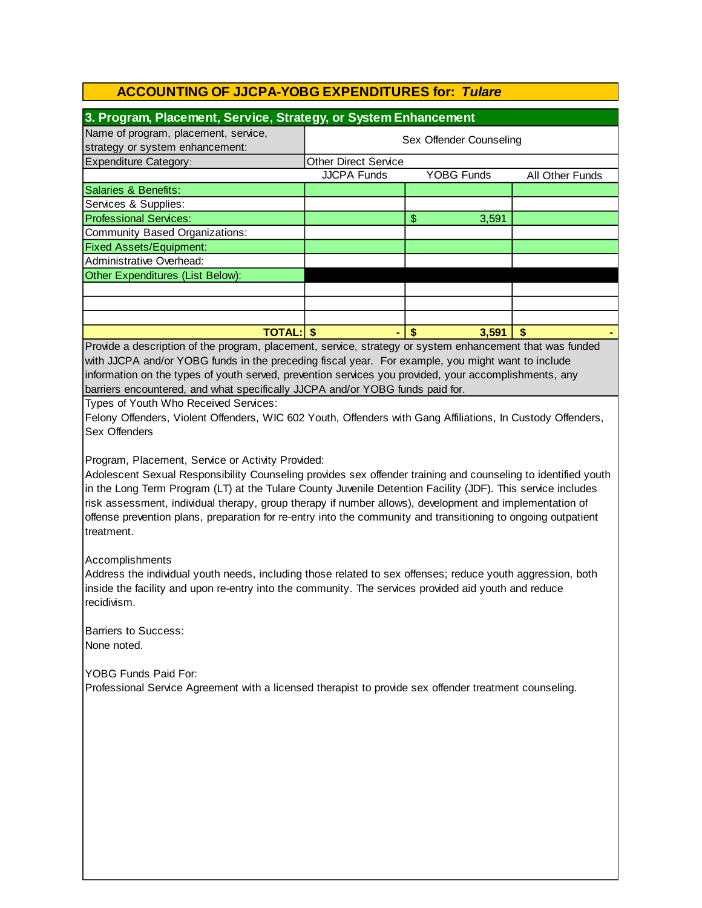## ACCOUNTING OF JJCPA-YOBG EXPENDITURES for: *Tulare*

### 3. Program, Placement, Service, Strategy, or System Enhancement

| Name of program, placement, service, strategy or system enhancement: | Sex Offender Counseling | | |
|---|---|---|---|
| Expenditure Category: | Other Direct Service | | |
| | JJCPA Funds | YOBG Funds | All Other Funds |
| Salaries & Benefits: | | | |
| Services & Supplies: | | | |
| Professional Services: | | $ 3,591 | |
| Community Based Organizations: | | | |
| Fixed Assets/Equipment: | | | |
| Administrative Overhead: | | | |
| Other Expenditures (List Below): | | | |
| | | | |
| | | | |
| | | | |
| **TOTAL:** | **$ -** | **$ 3,591** | **$ -** |

Provide a description of the program, placement, service, strategy or system enhancement that was funded with JJCPA and/or YOBG funds in the preceding fiscal year. For example, you might want to include information on the types of youth served, prevention services you provided, your accomplishments, any barriers encountered, and what specifically JJCPA and/or YOBG funds paid for.

Types of Youth Who Received Services:
Felony Offenders, Violent Offenders, WIC 602 Youth, Offenders with Gang Affiliations, In Custody Offenders, Sex Offenders

Program, Placement, Service or Activity Provided:
Adolescent Sexual Responsibility Counseling provides sex offender training and counseling to identified youth in the Long Term Program (LT) at the Tulare County Juvenile Detention Facility (JDF). This service includes risk assessment, individual therapy, group therapy if number allows), development and implementation of offense prevention plans, preparation for re-entry into the community and transitioning to ongoing outpatient treatment.

Accomplishments
Address the individual youth needs, including those related to sex offenses; reduce youth aggression, both inside the facility and upon re-entry into the community. The services provided aid youth and reduce recidivism.

Barriers to Success:
None noted.

YOBG Funds Paid For:
Professional Service Agreement with a licensed therapist to provide sex offender treatment counseling.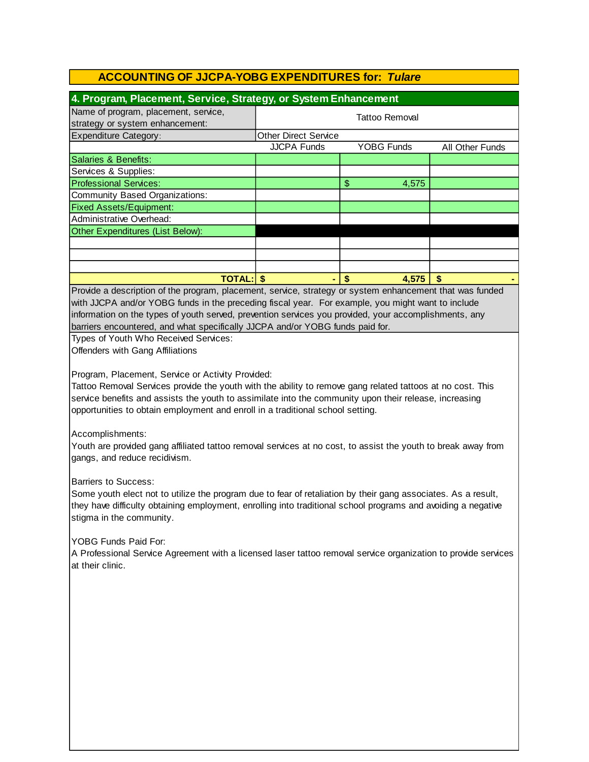# ACCOUNTING OF JJCPA-YOBG EXPENDITURES for: *Tulare*

## 4. Program, Placement, Service, Strategy, or System Enhancement

| Name of program, placement, service, strategy or system enhancement: | Tattoo Removal | | |
|---|---|---|---|
| Expenditure Category: | Other Direct Service | | |
| | JJCPA Funds | YOBG Funds | All Other Funds |
| Salaries & Benefits: | | | |
| Services & Supplies: | | | |
| Professional Services: | | $ 4,575 | |
| Community Based Organizations: | | | |
| Fixed Assets/Equipment: | | | |
| Administrative Overhead: | | | |
| Other Expenditures (List Below): | | | |
| | | | |
| | | | |
| | | | |
| **TOTAL:** | **$ -** | **$ 4,575** | **$ -** |

Provide a description of the program, placement, service, strategy or system enhancement that was funded with JJCPA and/or YOBG funds in the preceding fiscal year. For example, you might want to include information on the types of youth served, prevention services you provided, your accomplishments, any barriers encountered, and what specifically JJCPA and/or YOBG funds paid for.

Types of Youth Who Received Services:
Offenders with Gang Affiliations

Program, Placement, Service or Activity Provided:
Tattoo Removal Services provide the youth with the ability to remove gang related tattoos at no cost. This service benefits and assists the youth to assimilate into the community upon their release, increasing opportunities to obtain employment and enroll in a traditional school setting.

Accomplishments:
Youth are provided gang affiliated tattoo removal services at no cost, to assist the youth to break away from gangs, and reduce recidivism.

Barriers to Success:
Some youth elect not to utilize the program due to fear of retaliation by their gang associates. As a result, they have difficulty obtaining employment, enrolling into traditional school programs and avoiding a negative stigma in the community.

YOBG Funds Paid For:
A Professional Service Agreement with a licensed laser tattoo removal service organization to provide services at their clinic.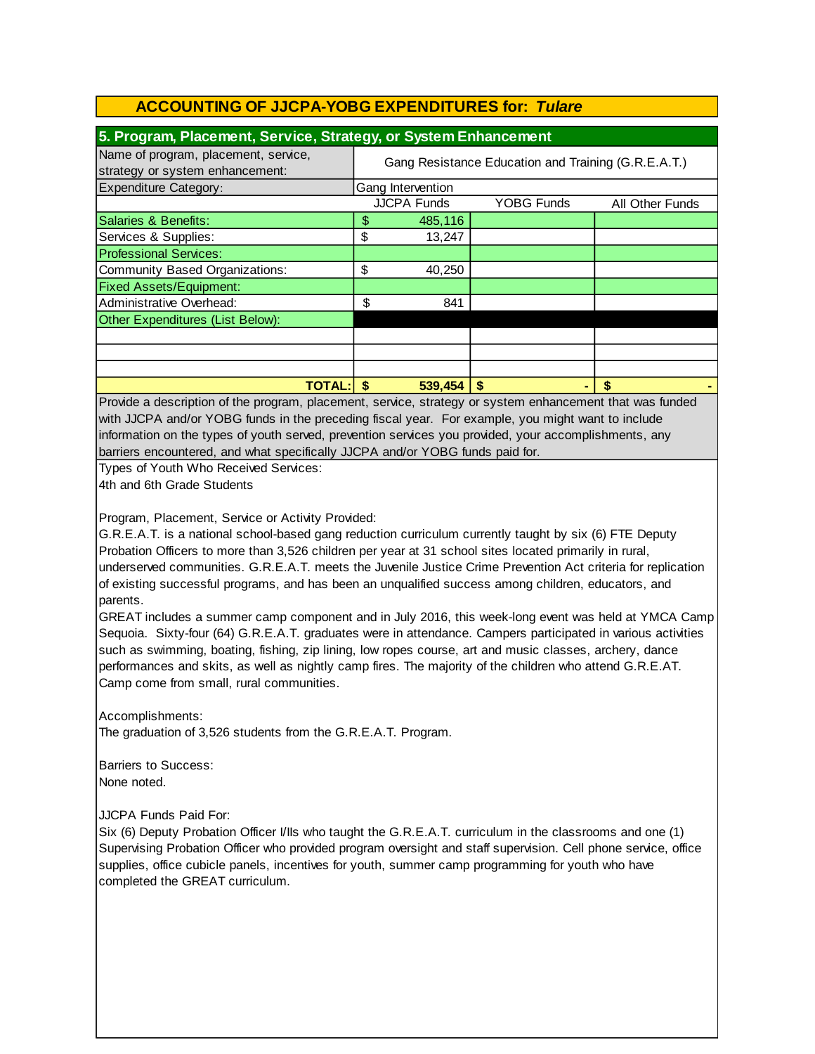## ACCOUNTING OF JJCPA-YOBG EXPENDITURES for: *Tulare*

### 5. Program, Placement, Service, Strategy, or System Enhancement

| Name of program, placement, service, strategy or system enhancement: | Gang Resistance Education and Training (G.R.E.A.T.) | | |
|---|---|---|---|
| Expenditure Category: | Gang Intervention | | |
| | JJCPA Funds | YOBG Funds | All Other Funds |
| Salaries & Benefits: | $ 485,116 | | |
| Services & Supplies: | $ 13,247 | | |
| Professional Services: | | | |
| Community Based Organizations: | $ 40,250 | | |
| Fixed Assets/Equipment: | | | |
| Administrative Overhead: | $ 841 | | |
| Other Expenditures (List Below): | | | |
| | | | |
| | | | |
| | | | |
| **TOTAL:** | **$ 539,454** | **$ -** | **$ -** |

Provide a description of the program, placement, service, strategy or system enhancement that was funded with JJCPA and/or YOBG funds in the preceding fiscal year. For example, you might want to include information on the types of youth served, prevention services you provided, your accomplishments, any barriers encountered, and what specifically JJCPA and/or YOBG funds paid for.

Types of Youth Who Received Services:
4th and 6th Grade Students

Program, Placement, Service or Activity Provided:
G.R.E.A.T. is a national school-based gang reduction curriculum currently taught by six (6) FTE Deputy Probation Officers to more than 3,526 children per year at 31 school sites located primarily in rural, underserved communities. G.R.E.A.T. meets the Juvenile Justice Crime Prevention Act criteria for replication of existing successful programs, and has been an unqualified success among children, educators, and parents.
GREAT includes a summer camp component and in July 2016, this week-long event was held at YMCA Camp Sequoia. Sixty-four (64) G.R.E.A.T. graduates were in attendance. Campers participated in various activities such as swimming, boating, fishing, zip lining, low ropes course, art and music classes, archery, dance performances and skits, as well as nightly camp fires. The majority of the children who attend G.R.E.AT. Camp come from small, rural communities.

Accomplishments:
The graduation of 3,526 students from the G.R.E.A.T. Program.

Barriers to Success:
None noted.

JJCPA Funds Paid For:
Six (6) Deputy Probation Officer I/IIs who taught the G.R.E.A.T. curriculum in the classrooms and one (1) Supervising Probation Officer who provided program oversight and staff supervision. Cell phone service, office supplies, office cubicle panels, incentives for youth, summer camp programming for youth who have completed the GREAT curriculum.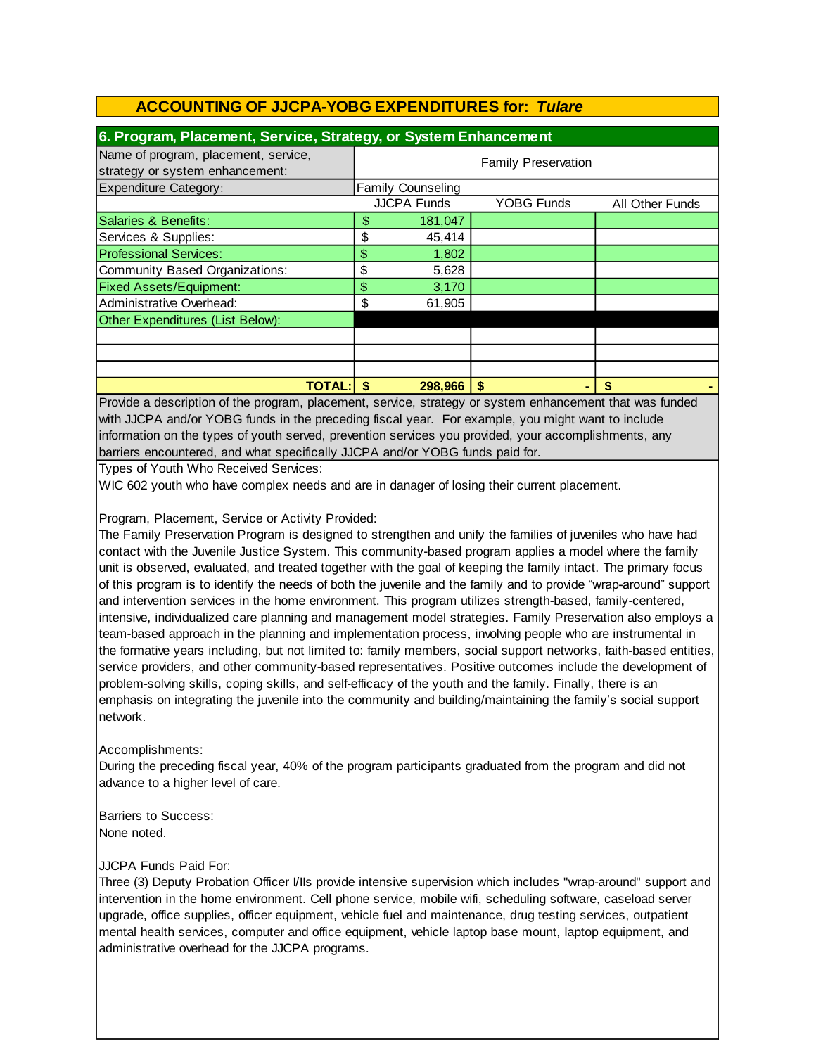## ACCOUNTING OF JJCPA-YOBG EXPENDITURES for: *Tulare*

### 6. Program, Placement, Service, Strategy, or System Enhancement

| Name of program, placement, service, strategy or system enhancement: | Family Preservation | | |
|---|---|---|---|
| Expenditure Category: | Family Counseling | | |
| | JJCPA Funds | YOBG Funds | All Other Funds |
| Salaries & Benefits: | $ 181,047 | | |
| Services & Supplies: | $ 45,414 | | |
| Professional Services: | $ 1,802 | | |
| Community Based Organizations: | $ 5,628 | | |
| Fixed Assets/Equipment: | $ 3,170 | | |
| Administrative Overhead: | $ 61,905 | | |
| Other Expenditures (List Below): | | | |
| | | | |
| | | | |
| | | | |
| **TOTAL:** | **$ 298,966** | **$ -** | **$ -** |

Provide a description of the program, placement, service, strategy or system enhancement that was funded with JJCPA and/or YOBG funds in the preceding fiscal year. For example, you might want to include information on the types of youth served, prevention services you provided, your accomplishments, any barriers encountered, and what specifically JJCPA and/or YOBG funds paid for.

Types of Youth Who Received Services:
WIC 602 youth who have complex needs and are in danager of losing their current placement.

Program, Placement, Service or Activity Provided:
The Family Preservation Program is designed to strengthen and unify the families of juveniles who have had contact with the Juvenile Justice System. This community-based program applies a model where the family unit is observed, evaluated, and treated together with the goal of keeping the family intact. The primary focus of this program is to identify the needs of both the juvenile and the family and to provide "wrap-around" support and intervention services in the home environment. This program utilizes strength-based, family-centered, intensive, individualized care planning and management model strategies. Family Preservation also employs a team-based approach in the planning and implementation process, involving people who are instrumental in the formative years including, but not limited to: family members, social support networks, faith-based entities, service providers, and other community-based representatives. Positive outcomes include the development of problem-solving skills, coping skills, and self-efficacy of the youth and the family. Finally, there is an emphasis on integrating the juvenile into the community and building/maintaining the family's social support network.

Accomplishments:
During the preceding fiscal year, 40% of the program participants graduated from the program and did not advance to a higher level of care.

Barriers to Success:
None noted.

JJCPA Funds Paid For:
Three (3) Deputy Probation Officer I/IIs provide intensive supervision which includes "wrap-around" support and intervention in the home environment. Cell phone service, mobile wifi, scheduling software, caseload server upgrade, office supplies, officer equipment, vehicle fuel and maintenance, drug testing services, outpatient mental health services, computer and office equipment, vehicle laptop base mount, laptop equipment, and administrative overhead for the JJCPA programs.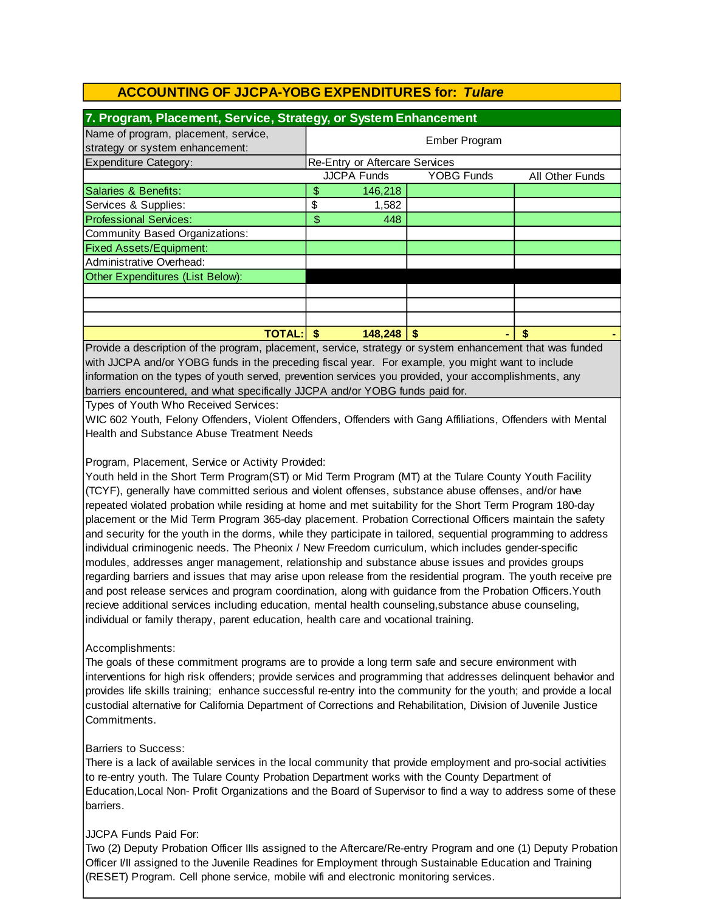## ACCOUNTING OF JJCPA-YOBG EXPENDITURES for: *Tulare*

### 7. Program, Placement, Service, Strategy, or System Enhancement

| | | | |
|---|---|---|---|
| Name of program, placement, service, strategy or system enhancement: | Ember Program | | |
| Expenditure Category: | Re-Entry or Aftercare Services | | |
| | JJCPA Funds | YOBG Funds | All Other Funds |
| Salaries & Benefits: | $ 146,218 | | |
| Services & Supplies: | $ 1,582 | | |
| Professional Services: | $ 448 | | |
| Community Based Organizations: | | | |
| Fixed Assets/Equipment: | | | |
| Administrative Overhead: | | | |
| Other Expenditures (List Below): | | | |
| | | | |
| | | | |
| | | | |
| **TOTAL:** | **$ 148,248** | **$ -** | **$ -** |

Provide a description of the program, placement, service, strategy or system enhancement that was funded with JJCPA and/or YOBG funds in the preceding fiscal year. For example, you might want to include information on the types of youth served, prevention services you provided, your accomplishments, any barriers encountered, and what specifically JJCPA and/or YOBG funds paid for.

Types of Youth Who Received Services:
WIC 602 Youth, Felony Offenders, Violent Offenders, Offenders with Gang Affiliations, Offenders with Mental Health and Substance Abuse Treatment Needs

Program, Placement, Service or Activity Provided:
Youth held in the Short Term Program(ST) or Mid Term Program (MT) at the Tulare County Youth Facility (TCYF), generally have committed serious and violent offenses, substance abuse offenses, and/or have repeated violated probation while residing at home and met suitability for the Short Term Program 180-day placement or the Mid Term Program 365-day placement. Probation Correctional Officers maintain the safety and security for the youth in the dorms, while they participate in tailored, sequential programming to address individual criminogenic needs. The Pheonix / New Freedom curriculum, which includes gender-specific modules, addresses anger management, relationship and substance abuse issues and provides groups regarding barriers and issues that may arise upon release from the residential program. The youth receive pre and post release services and program coordination, along with guidance from the Probation Officers.Youth recieve additional services including education, mental health counseling,substance abuse counseling, individual or family therapy, parent education, health care and vocational training.

Accomplishments:
The goals of these commitment programs are to provide a long term safe and secure environment with interventions for high risk offenders; provide services and programming that addresses delinquent behavior and provides life skills training; enhance successful re-entry into the community for the youth; and provide a local custodial alternative for California Department of Corrections and Rehabilitation, Division of Juvenile Justice Commitments.

Barriers to Success:
There is a lack of available services in the local community that provide employment and pro-social activities to re-entry youth. The Tulare County Probation Department works with the County Department of Education,Local Non- Profit Organizations and the Board of Supervisor to find a way to address some of these barriers.

JJCPA Funds Paid For:
Two (2) Deputy Probation Officer IIIs assigned to the Aftercare/Re-entry Program and one (1) Deputy Probation Officer I/II assigned to the Juvenile Readines for Employment through Sustainable Education and Training (RESET) Program. Cell phone service, mobile wifi and electronic monitoring services.